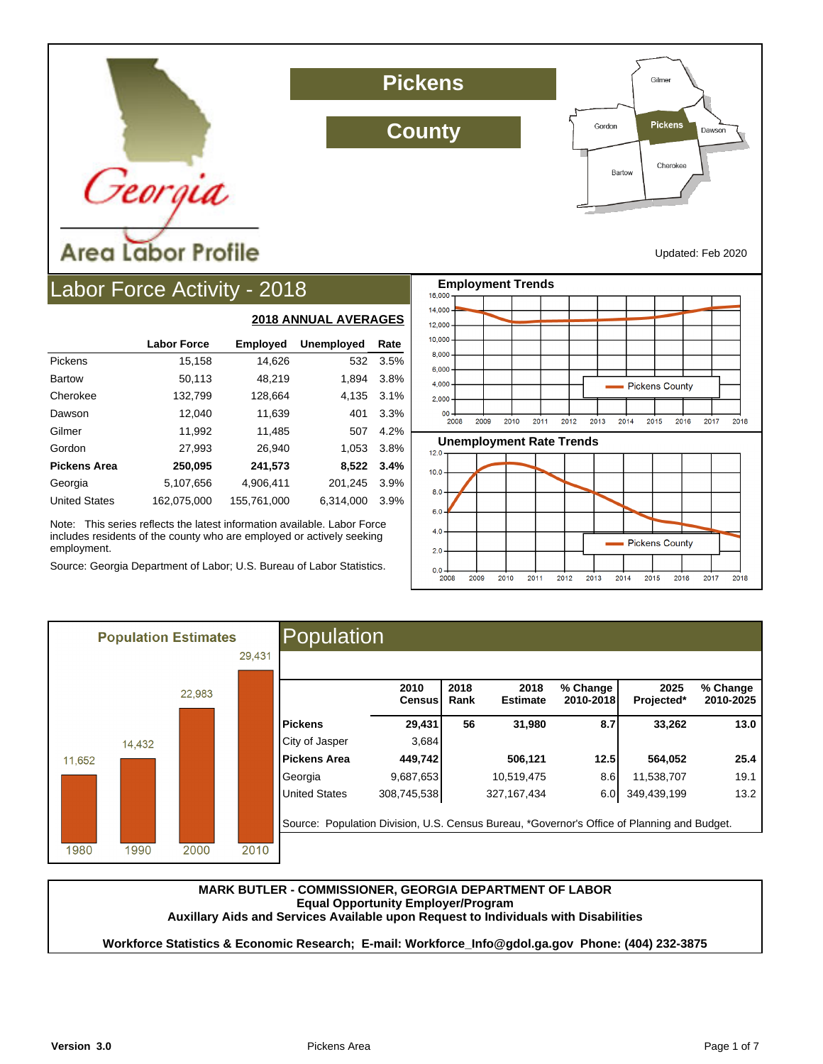# Georgia Area Labor Profile

# Pickens County

Updated: Feb 2020

## Labor Force Activity - 2018

**2018 ANNUAL AVERAGES**

| | Labor Force | Employed | Unemployed | Rate |
|---|---|---|---|---|
| Pickens | 15,158 | 14,626 | 532 | 3.5% |
| Bartow | 50,113 | 48,219 | 1,894 | 3.8% |
| Cherokee | 132,799 | 128,664 | 4,135 | 3.1% |
| Dawson | 12,040 | 11,639 | 401 | 3.3% |
| Gilmer | 11,992 | 11,485 | 507 | 4.2% |
| Gordon | 27,993 | 26,940 | 1,053 | 3.8% |
| **Pickens Area** | **250,095** | **241,573** | **8,522** | **3.4%** |
| Georgia | 5,107,656 | 4,906,411 | 201,245 | 3.9% |
| United States | 162,075,000 | 155,761,000 | 6,314,000 | 3.9% |

Note: This series reflects the latest information available. Labor Force includes residents of the county who are employed or actively seeking employment.

Source: Georgia Department of Labor; U.S. Bureau of Labor Statistics.

### Employment Trends

### Unemployment Rate Trends

### Population Estimates

| 1980 | 1990 | 2000 | 2010 |
|---|---|---|---|
| 11,652 | 14,432 | 22,983 | 29,431 |

## Population

| | 2010 Census | 2018 Rank | 2018 Estimate | % Change 2010-2018 | 2025 Projected* | % Change 2010-2025 |
|---|---|---|---|---|---|---|
| **Pickens** | **29,431** | **56** | **31,980** | **8.7** | **33,262** | **13.0** |
| City of Jasper | 3,684 | | | | | |
| **Pickens Area** | **449,742** | | **506,121** | **12.5** | **564,052** | **25.4** |
| Georgia | 9,687,653 | | 10,519,475 | 8.6 | 11,538,707 | 19.1 |
| United States | 308,745,538 | | 327,167,434 | 6.0 | 349,439,199 | 13.2 |

Source: Population Division, U.S. Census Bureau, *Governor's Office of Planning and Budget.

**MARK BUTLER - COMMISSIONER, GEORGIA DEPARTMENT OF LABOR**
**Equal Opportunity Employer/Program**
**Auxillary Aids and Services Available upon Request to Individuals with Disabilities**

**Workforce Statistics & Economic Research; E-mail: Workforce_Info@gdol.ga.gov Phone: (404) 232-3875**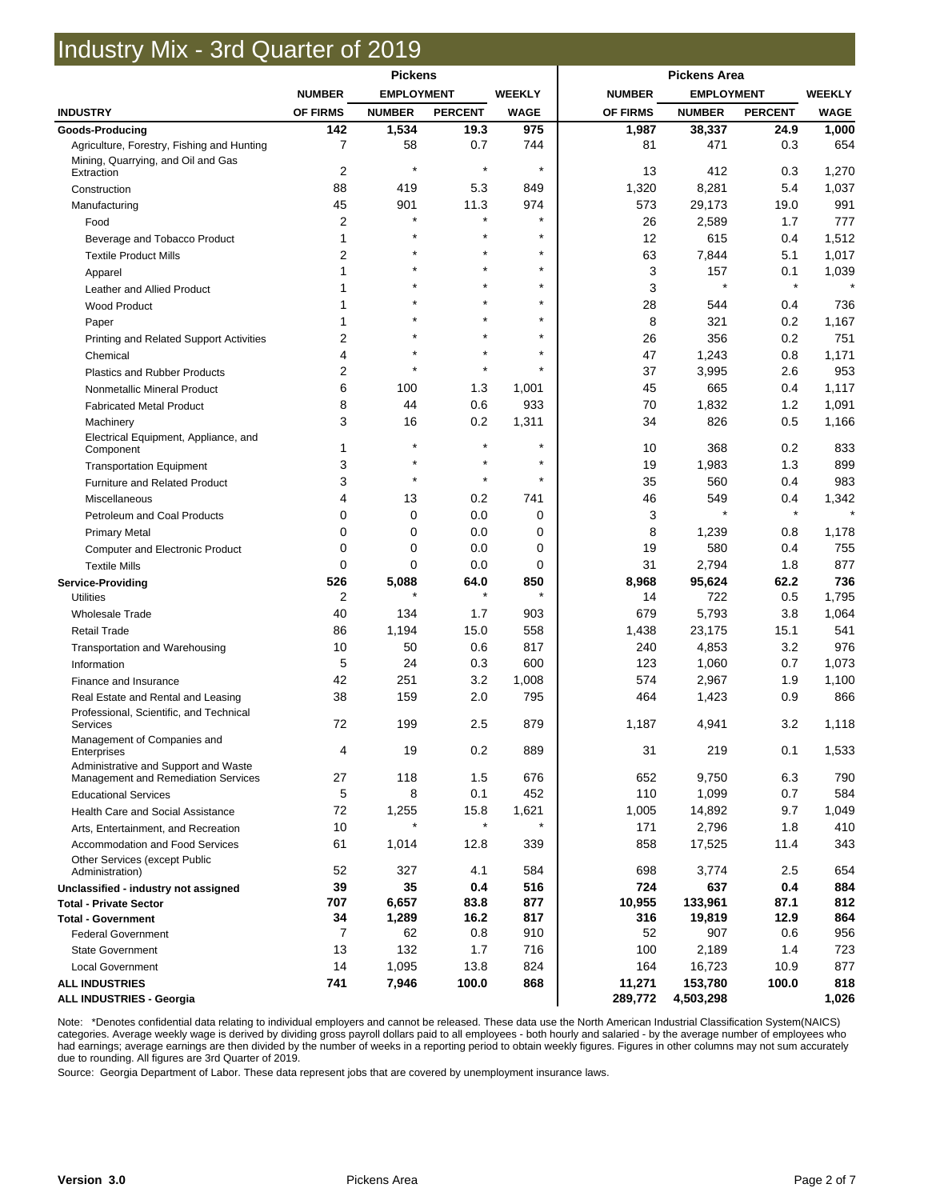# Industry Mix - 3rd Quarter of 2019

| | Pickens | | | | Pickens Area | | | |
|---|---|---|---|---|---|---|---|---|
| | NUMBER | EMPLOYMENT | | WEEKLY | NUMBER | EMPLOYMENT | | WEEKLY |
| INDUSTRY | OF FIRMS | NUMBER | PERCENT | WAGE | OF FIRMS | NUMBER | PERCENT | WAGE |
| **Goods-Producing** | **142** | **1,534** | **19.3** | **975** | **1,987** | **38,337** | **24.9** | **1,000** |
| Agriculture, Forestry, Fishing and Hunting | 7 | 58 | 0.7 | 744 | 81 | 471 | 0.3 | 654 |
| Mining, Quarrying, and Oil and Gas Extraction | 2 | * | * | * | 13 | 412 | 0.3 | 1,270 |
| Construction | 88 | 419 | 5.3 | 849 | 1,320 | 8,281 | 5.4 | 1,037 |
| Manufacturing | 45 | 901 | 11.3 | 974 | 573 | 29,173 | 19.0 | 991 |
| Food | 2 | * | * | * | 26 | 2,589 | 1.7 | 777 |
| Beverage and Tobacco Product | 1 | * | * | * | 12 | 615 | 0.4 | 1,512 |
| Textile Product Mills | 2 | * | * | * | 63 | 7,844 | 5.1 | 1,017 |
| Apparel | 1 | * | * | * | 3 | 157 | 0.1 | 1,039 |
| Leather and Allied Product | 1 | * | * | * | 3 | * | * | * |
| Wood Product | 1 | * | * | * | 28 | 544 | 0.4 | 736 |
| Paper | 1 | * | * | * | 8 | 321 | 0.2 | 1,167 |
| Printing and Related Support Activities | 2 | * | * | * | 26 | 356 | 0.2 | 751 |
| Chemical | 4 | * | * | * | 47 | 1,243 | 0.8 | 1,171 |
| Plastics and Rubber Products | 2 | * | * | * | 37 | 3,995 | 2.6 | 953 |
| Nonmetallic Mineral Product | 6 | 100 | 1.3 | 1,001 | 45 | 665 | 0.4 | 1,117 |
| Fabricated Metal Product | 8 | 44 | 0.6 | 933 | 70 | 1,832 | 1.2 | 1,091 |
| Machinery | 3 | 16 | 0.2 | 1,311 | 34 | 826 | 0.5 | 1,166 |
| Electrical Equipment, Appliance, and Component | 1 | * | * | * | 10 | 368 | 0.2 | 833 |
| Transportation Equipment | 3 | * | * | * | 19 | 1,983 | 1.3 | 899 |
| Furniture and Related Product | 3 | * | * | * | 35 | 560 | 0.4 | 983 |
| Miscellaneous | 4 | 13 | 0.2 | 741 | 46 | 549 | 0.4 | 1,342 |
| Petroleum and Coal Products | 0 | 0 | 0.0 | 0 | 3 | * | * | * |
| Primary Metal | 0 | 0 | 0.0 | 0 | 8 | 1,239 | 0.8 | 1,178 |
| Computer and Electronic Product | 0 | 0 | 0.0 | 0 | 19 | 580 | 0.4 | 755 |
| Textile Mills | 0 | 0 | 0.0 | 0 | 31 | 2,794 | 1.8 | 877 |
| **Service-Providing** | **526** | **5,088** | **64.0** | **850** | **8,968** | **95,624** | **62.2** | **736** |
| Utilities | 2 | * | * | * | 14 | 722 | 0.5 | 1,795 |
| Wholesale Trade | 40 | 134 | 1.7 | 903 | 679 | 5,793 | 3.8 | 1,064 |
| Retail Trade | 86 | 1,194 | 15.0 | 558 | 1,438 | 23,175 | 15.1 | 541 |
| Transportation and Warehousing | 10 | 50 | 0.6 | 817 | 240 | 4,853 | 3.2 | 976 |
| Information | 5 | 24 | 0.3 | 600 | 123 | 1,060 | 0.7 | 1,073 |
| Finance and Insurance | 42 | 251 | 3.2 | 1,008 | 574 | 2,967 | 1.9 | 1,100 |
| Real Estate and Rental and Leasing | 38 | 159 | 2.0 | 795 | 464 | 1,423 | 0.9 | 866 |
| Professional, Scientific, and Technical Services | 72 | 199 | 2.5 | 879 | 1,187 | 4,941 | 3.2 | 1,118 |
| Management of Companies and Enterprises | 4 | 19 | 0.2 | 889 | 31 | 219 | 0.1 | 1,533 |
| Administrative and Support and Waste Management and Remediation Services | 27 | 118 | 1.5 | 676 | 652 | 9,750 | 6.3 | 790 |
| Educational Services | 5 | 8 | 0.1 | 452 | 110 | 1,099 | 0.7 | 584 |
| Health Care and Social Assistance | 72 | 1,255 | 15.8 | 1,621 | 1,005 | 14,892 | 9.7 | 1,049 |
| Arts, Entertainment, and Recreation | 10 | * | * | * | 171 | 2,796 | 1.8 | 410 |
| Accommodation and Food Services | 61 | 1,014 | 12.8 | 339 | 858 | 17,525 | 11.4 | 343 |
| Other Services (except Public Administration) | 52 | 327 | 4.1 | 584 | 698 | 3,774 | 2.5 | 654 |
| **Unclassified - industry not assigned** | **39** | **35** | **0.4** | **516** | **724** | **637** | **0.4** | **884** |
| **Total - Private Sector** | **707** | **6,657** | **83.8** | **877** | **10,955** | **133,961** | **87.1** | **812** |
| **Total - Government** | **34** | **1,289** | **16.2** | **817** | **316** | **19,819** | **12.9** | **864** |
| Federal Government | 7 | 62 | 0.8 | 910 | 52 | 907 | 0.6 | 956 |
| State Government | 13 | 132 | 1.7 | 716 | 100 | 2,189 | 1.4 | 723 |
| Local Government | 14 | 1,095 | 13.8 | 824 | 164 | 16,723 | 10.9 | 877 |
| **ALL INDUSTRIES** | **741** | **7,946** | **100.0** | **868** | **11,271** | **153,780** | **100.0** | **818** |
| **ALL INDUSTRIES - Georgia** | | | | | **289,772** | **4,503,298** | | **1,026** |

Note: *Denotes confidential data relating to individual employers and cannot be released. These data use the North American Industrial Classification System(NAICS) categories. Average weekly wage is derived by dividing gross payroll dollars paid to all employees - both hourly and salaried - by the average number of employees who had earnings; average earnings are then divided by the number of weeks in a reporting period to obtain weekly figures. Figures in other columns may not sum accurately due to rounding. All figures are 3rd Quarter of 2019.

Source: Georgia Department of Labor. These data represent jobs that are covered by unemployment insurance laws.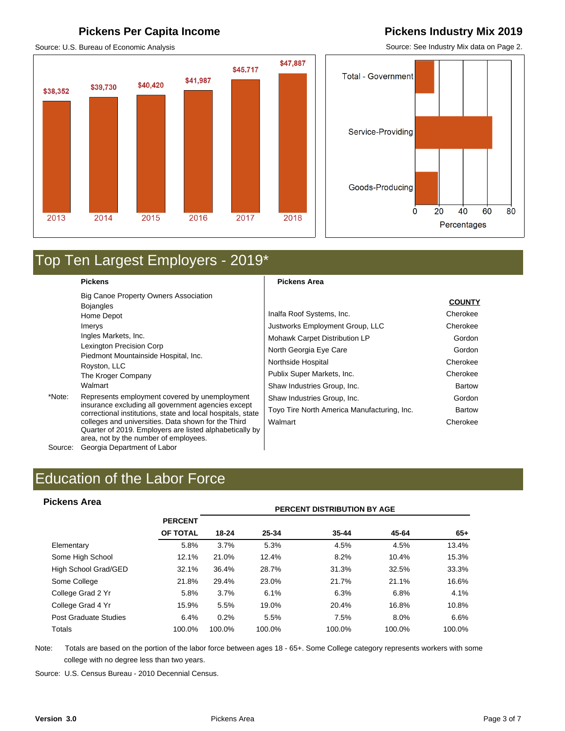## Pickens Per Capita Income

Source: U.S. Bureau of Economic Analysis

| Year | Per Capita Income |
|---|---|
| 2013 | $38,352 |
| 2014 | $39,730 |
| 2015 | $40,420 |
| 2016 | $41,987 |
| 2017 | $45.717 |
| 2018 | $47,887 |

## Pickens Industry Mix 2019

Source: See Industry Mix data on Page 2.

Total - Government

Service-Providing

Goods-Producing

0 20 40 60 80

Percentages

# Top Ten Largest Employers - 2019*

**Pickens**

- Big Canoe Property Owners Association
- Bojangles
- Home Depot
- Imerys
- Ingles Markets, Inc.
- Lexington Precision Corp
- Piedmont Mountainside Hospital, Inc.
- Royston, LLC
- The Kroger Company
- Walmart

**Pickens Area**

| | COUNTY |
|---|---|
| Inalfa Roof Systems, Inc. | Cherokee |
| Justworks Employment Group, LLC | Cherokee |
| Mohawk Carpet Distribution LP | Gordon |
| North Georgia Eye Care | Gordon |
| Northside Hospital | Cherokee |
| Publix Super Markets, Inc. | Cherokee |
| Shaw Industries Group, Inc. | Bartow |
| Shaw Industries Group, Inc. | Gordon |
| Toyo Tire North America Manufacturing, Inc. | Bartow |
| Walmart | Cherokee |

*Note: Represents employment covered by unemployment insurance excluding all government agencies except correctional institutions, state and local hospitals, state colleges and universities. Data shown for the Third Quarter of 2019. Employers are listed alphabetically by area, not by the number of employees.

Source: Georgia Department of Labor

# Education of the Labor Force

**Pickens Area**

| | PERCENT OF TOTAL | PERCENT DISTRIBUTION BY AGE 18-24 | 25-34 | 35-44 | 45-64 | 65+ |
|---|---|---|---|---|---|---|
| Elementary | 5.8% | 3.7% | 5.3% | 4.5% | 4.5% | 13.4% |
| Some High School | 12.1% | 21.0% | 12.4% | 8.2% | 10.4% | 15.3% |
| High School Grad/GED | 32.1% | 36.4% | 28.7% | 31.3% | 32.5% | 33.3% |
| Some College | 21.8% | 29.4% | 23.0% | 21.7% | 21.1% | 16.6% |
| College Grad 2 Yr | 5.8% | 3.7% | 6.1% | 6.3% | 6.8% | 4.1% |
| College Grad 4 Yr | 15.9% | 5.5% | 19.0% | 20.4% | 16.8% | 10.8% |
| Post Graduate Studies | 6.4% | 0.2% | 5.5% | 7.5% | 8.0% | 6.6% |
| Totals | 100.0% | 100.0% | 100.0% | 100.0% | 100.0% | 100.0% |

Note: Totals are based on the portion of the labor force between ages 18 - 65+. Some College category represents workers with some college with no degree less than two years.

Source: U.S. Census Bureau - 2010 Decennial Census.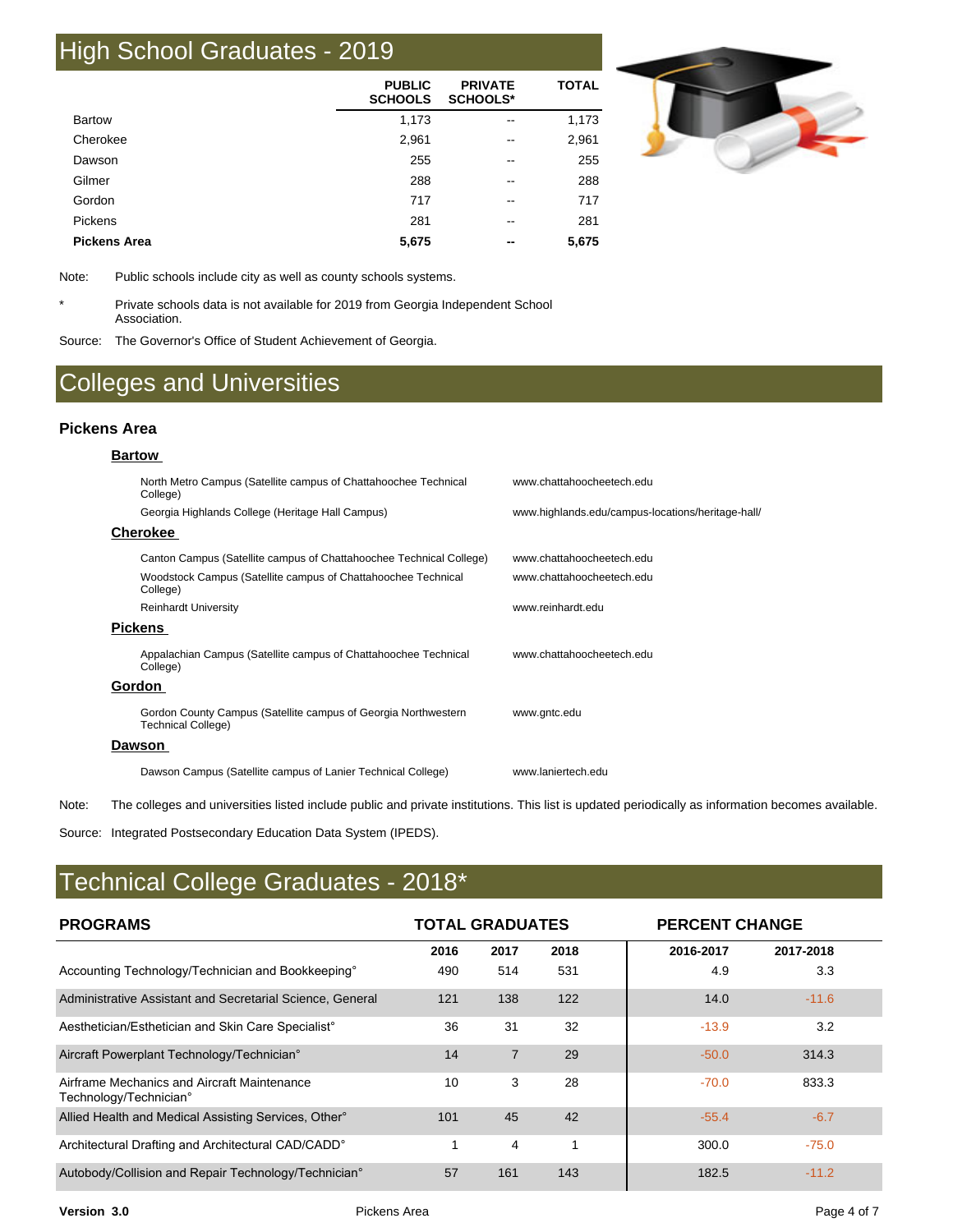## High School Graduates - 2019

| | PUBLIC SCHOOLS | PRIVATE SCHOOLS* | TOTAL |
|---|---|---|---|
| Bartow | 1,173 | -- | 1,173 |
| Cherokee | 2,961 | -- | 2,961 |
| Dawson | 255 | -- | 255 |
| Gilmer | 288 | -- | 288 |
| Gordon | 717 | -- | 717 |
| Pickens | 281 | -- | 281 |
| **Pickens Area** | **5,675** | **--** | **5,675** |

Note: Public schools include city as well as county schools systems.

\* Private schools data is not available for 2019 from Georgia Independent School Association.

Source: The Governor's Office of Student Achievement of Georgia.

## Colleges and Universities

### Pickens Area

**Bartow**

| | |
|---|---|
| North Metro Campus (Satellite campus of Chattahoochee Technical College) | www.chattahoocheetech.edu |
| Georgia Highlands College (Heritage Hall Campus) | www.highlands.edu/campus-locations/heritage-hall/ |

**Cherokee**

| | |
|---|---|
| Canton Campus (Satellite campus of Chattahoochee Technical College) | www.chattahoocheetech.edu |
| Woodstock Campus (Satellite campus of Chattahoochee Technical College) | www.chattahoocheetech.edu |
| Reinhardt University | www.reinhardt.edu |

**Pickens**

| | |
|---|---|
| Appalachian Campus (Satellite campus of Chattahoochee Technical College) | www.chattahoocheetech.edu |

**Gordon**

| | |
|---|---|
| Gordon County Campus (Satellite campus of Georgia Northwestern Technical College) | www.gntc.edu |

**Dawson**

| | |
|---|---|
| Dawson Campus (Satellite campus of Lanier Technical College) | www.laniertech.edu |

Note: The colleges and universities listed include public and private institutions. This list is updated periodically as information becomes available.

Source: Integrated Postsecondary Education Data System (IPEDS).

## Technical College Graduates - 2018*

| PROGRAMS | TOTAL GRADUATES | | | PERCENT CHANGE | |
|---|---|---|---|---|---|
| | 2016 | 2017 | 2018 | 2016-2017 | 2017-2018 |
| Accounting Technology/Technician and Bookkeeping° | 490 | 514 | 531 | 4.9 | 3.3 |
| Administrative Assistant and Secretarial Science, General | 121 | 138 | 122 | 14.0 | -11.6 |
| Aesthetician/Esthetician and Skin Care Specialist° | 36 | 31 | 32 | -13.9 | 3.2 |
| Aircraft Powerplant Technology/Technician° | 14 | 7 | 29 | -50.0 | 314.3 |
| Airframe Mechanics and Aircraft Maintenance Technology/Technician° | 10 | 3 | 28 | -70.0 | 833.3 |
| Allied Health and Medical Assisting Services, Other° | 101 | 45 | 42 | -55.4 | -6.7 |
| Architectural Drafting and Architectural CAD/CADD° | 1 | 4 | 1 | 300.0 | -75.0 |
| Autobody/Collision and Repair Technology/Technician° | 57 | 161 | 143 | 182.5 | -11.2 |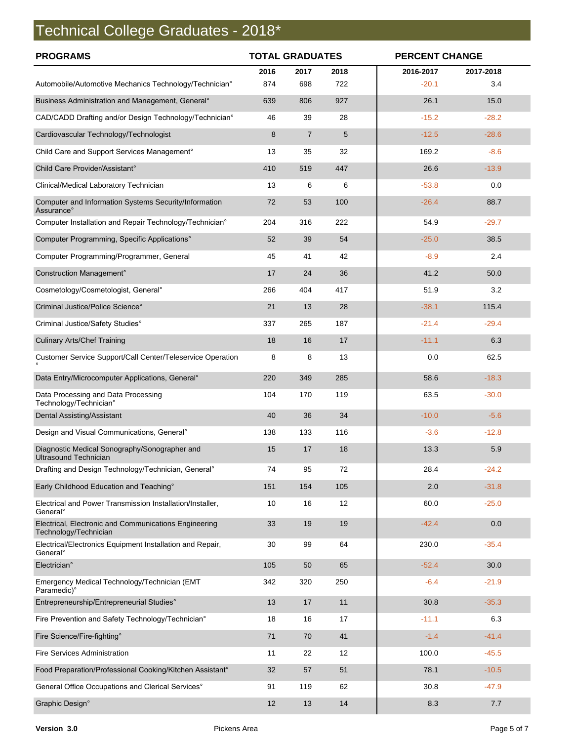# Technical College Graduates - 2018*

| PROGRAMS | TOTAL GRADUATES | | | PERCENT CHANGE | |
|---|---|---|---|---|---|
| | 2016 | 2017 | 2018 | 2016-2017 | 2017-2018 |
| Automobile/Automotive Mechanics Technology/Technician° | 874 | 698 | 722 | -20.1 | 3.4 |
| Business Administration and Management, General° | 639 | 806 | 927 | 26.1 | 15.0 |
| CAD/CADD Drafting and/or Design Technology/Technician° | 46 | 39 | 28 | -15.2 | -28.2 |
| Cardiovascular Technology/Technologist | 8 | 7 | 5 | -12.5 | -28.6 |
| Child Care and Support Services Management° | 13 | 35 | 32 | 169.2 | -8.6 |
| Child Care Provider/Assistant° | 410 | 519 | 447 | 26.6 | -13.9 |
| Clinical/Medical Laboratory Technician | 13 | 6 | 6 | -53.8 | 0.0 |
| Computer and Information Systems Security/Information Assurance° | 72 | 53 | 100 | -26.4 | 88.7 |
| Computer Installation and Repair Technology/Technician° | 204 | 316 | 222 | 54.9 | -29.7 |
| Computer Programming, Specific Applications° | 52 | 39 | 54 | -25.0 | 38.5 |
| Computer Programming/Programmer, General | 45 | 41 | 42 | -8.9 | 2.4 |
| Construction Management° | 17 | 24 | 36 | 41.2 | 50.0 |
| Cosmetology/Cosmetologist, General° | 266 | 404 | 417 | 51.9 | 3.2 |
| Criminal Justice/Police Science° | 21 | 13 | 28 | -38.1 | 115.4 |
| Criminal Justice/Safety Studies° | 337 | 265 | 187 | -21.4 | -29.4 |
| Culinary Arts/Chef Training | 18 | 16 | 17 | -11.1 | 6.3 |
| Customer Service Support/Call Center/Teleservice Operation ° | 8 | 8 | 13 | 0.0 | 62.5 |
| Data Entry/Microcomputer Applications, General° | 220 | 349 | 285 | 58.6 | -18.3 |
| Data Processing and Data Processing Technology/Technician° | 104 | 170 | 119 | 63.5 | -30.0 |
| Dental Assisting/Assistant | 40 | 36 | 34 | -10.0 | -5.6 |
| Design and Visual Communications, General° | 138 | 133 | 116 | -3.6 | -12.8 |
| Diagnostic Medical Sonography/Sonographer and Ultrasound Technician | 15 | 17 | 18 | 13.3 | 5.9 |
| Drafting and Design Technology/Technician, General° | 74 | 95 | 72 | 28.4 | -24.2 |
| Early Childhood Education and Teaching° | 151 | 154 | 105 | 2.0 | -31.8 |
| Electrical and Power Transmission Installation/Installer, General° | 10 | 16 | 12 | 60.0 | -25.0 |
| Electrical, Electronic and Communications Engineering Technology/Technician | 33 | 19 | 19 | -42.4 | 0.0 |
| Electrical/Electronics Equipment Installation and Repair, General° | 30 | 99 | 64 | 230.0 | -35.4 |
| Electrician° | 105 | 50 | 65 | -52.4 | 30.0 |
| Emergency Medical Technology/Technician (EMT Paramedic)° | 342 | 320 | 250 | -6.4 | -21.9 |
| Entrepreneurship/Entrepreneurial Studies° | 13 | 17 | 11 | 30.8 | -35.3 |
| Fire Prevention and Safety Technology/Technician° | 18 | 16 | 17 | -11.1 | 6.3 |
| Fire Science/Fire-fighting° | 71 | 70 | 41 | -1.4 | -41.4 |
| Fire Services Administration | 11 | 22 | 12 | 100.0 | -45.5 |
| Food Preparation/Professional Cooking/Kitchen Assistant° | 32 | 57 | 51 | 78.1 | -10.5 |
| General Office Occupations and Clerical Services° | 91 | 119 | 62 | 30.8 | -47.9 |
| Graphic Design° | 12 | 13 | 14 | 8.3 | 7.7 |

Version 3.0 Pickens Area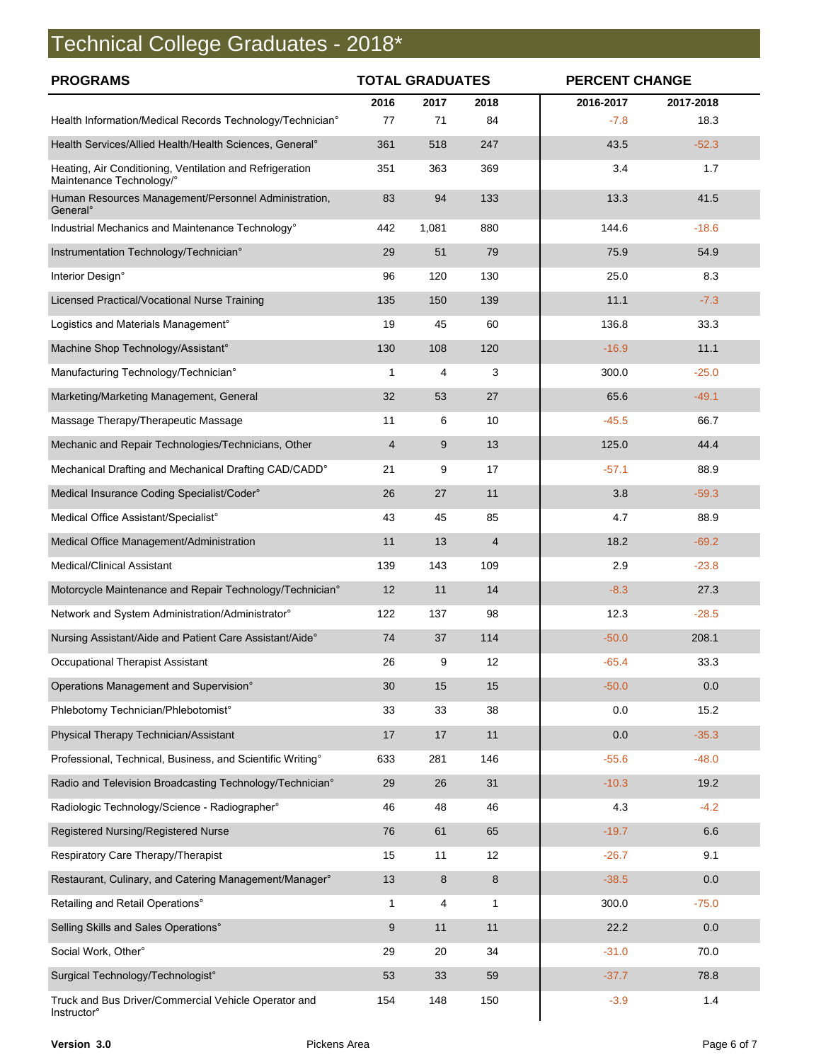# Technical College Graduates - 2018*

| PROGRAMS | TOTAL GRADUATES | | | PERCENT CHANGE | |
|---|---|---|---|---|---|
| | 2016 | 2017 | 2018 | 2016-2017 | 2017-2018 |
| Health Information/Medical Records Technology/Technician° | 77 | 71 | 84 | -7.8 | 18.3 |
| Health Services/Allied Health/Health Sciences, General° | 361 | 518 | 247 | 43.5 | -52.3 |
| Heating, Air Conditioning, Ventilation and Refrigeration Maintenance Technology/° | 351 | 363 | 369 | 3.4 | 1.7 |
| Human Resources Management/Personnel Administration, General° | 83 | 94 | 133 | 13.3 | 41.5 |
| Industrial Mechanics and Maintenance Technology° | 442 | 1,081 | 880 | 144.6 | -18.6 |
| Instrumentation Technology/Technician° | 29 | 51 | 79 | 75.9 | 54.9 |
| Interior Design° | 96 | 120 | 130 | 25.0 | 8.3 |
| Licensed Practical/Vocational Nurse Training | 135 | 150 | 139 | 11.1 | -7.3 |
| Logistics and Materials Management° | 19 | 45 | 60 | 136.8 | 33.3 |
| Machine Shop Technology/Assistant° | 130 | 108 | 120 | -16.9 | 11.1 |
| Manufacturing Technology/Technician° | 1 | 4 | 3 | 300.0 | -25.0 |
| Marketing/Marketing Management, General | 32 | 53 | 27 | 65.6 | -49.1 |
| Massage Therapy/Therapeutic Massage | 11 | 6 | 10 | -45.5 | 66.7 |
| Mechanic and Repair Technologies/Technicians, Other | 4 | 9 | 13 | 125.0 | 44.4 |
| Mechanical Drafting and Mechanical Drafting CAD/CADD° | 21 | 9 | 17 | -57.1 | 88.9 |
| Medical Insurance Coding Specialist/Coder° | 26 | 27 | 11 | 3.8 | -59.3 |
| Medical Office Assistant/Specialist° | 43 | 45 | 85 | 4.7 | 88.9 |
| Medical Office Management/Administration | 11 | 13 | 4 | 18.2 | -69.2 |
| Medical/Clinical Assistant | 139 | 143 | 109 | 2.9 | -23.8 |
| Motorcycle Maintenance and Repair Technology/Technician° | 12 | 11 | 14 | -8.3 | 27.3 |
| Network and System Administration/Administrator° | 122 | 137 | 98 | 12.3 | -28.5 |
| Nursing Assistant/Aide and Patient Care Assistant/Aide° | 74 | 37 | 114 | -50.0 | 208.1 |
| Occupational Therapist Assistant | 26 | 9 | 12 | -65.4 | 33.3 |
| Operations Management and Supervision° | 30 | 15 | 15 | -50.0 | 0.0 |
| Phlebotomy Technician/Phlebotomist° | 33 | 33 | 38 | 0.0 | 15.2 |
| Physical Therapy Technician/Assistant | 17 | 17 | 11 | 0.0 | -35.3 |
| Professional, Technical, Business, and Scientific Writing° | 633 | 281 | 146 | -55.6 | -48.0 |
| Radio and Television Broadcasting Technology/Technician° | 29 | 26 | 31 | -10.3 | 19.2 |
| Radiologic Technology/Science - Radiographer° | 46 | 48 | 46 | 4.3 | -4.2 |
| Registered Nursing/Registered Nurse | 76 | 61 | 65 | -19.7 | 6.6 |
| Respiratory Care Therapy/Therapist | 15 | 11 | 12 | -26.7 | 9.1 |
| Restaurant, Culinary, and Catering Management/Manager° | 13 | 8 | 8 | -38.5 | 0.0 |
| Retailing and Retail Operations° | 1 | 4 | 1 | 300.0 | -75.0 |
| Selling Skills and Sales Operations° | 9 | 11 | 11 | 22.2 | 0.0 |
| Social Work, Other° | 29 | 20 | 34 | -31.0 | 70.0 |
| Surgical Technology/Technologist° | 53 | 33 | 59 | -37.7 | 78.8 |
| Truck and Bus Driver/Commercial Vehicle Operator and Instructor° | 154 | 148 | 150 | -3.9 | 1.4 |

**Version 3.0** Pickens Area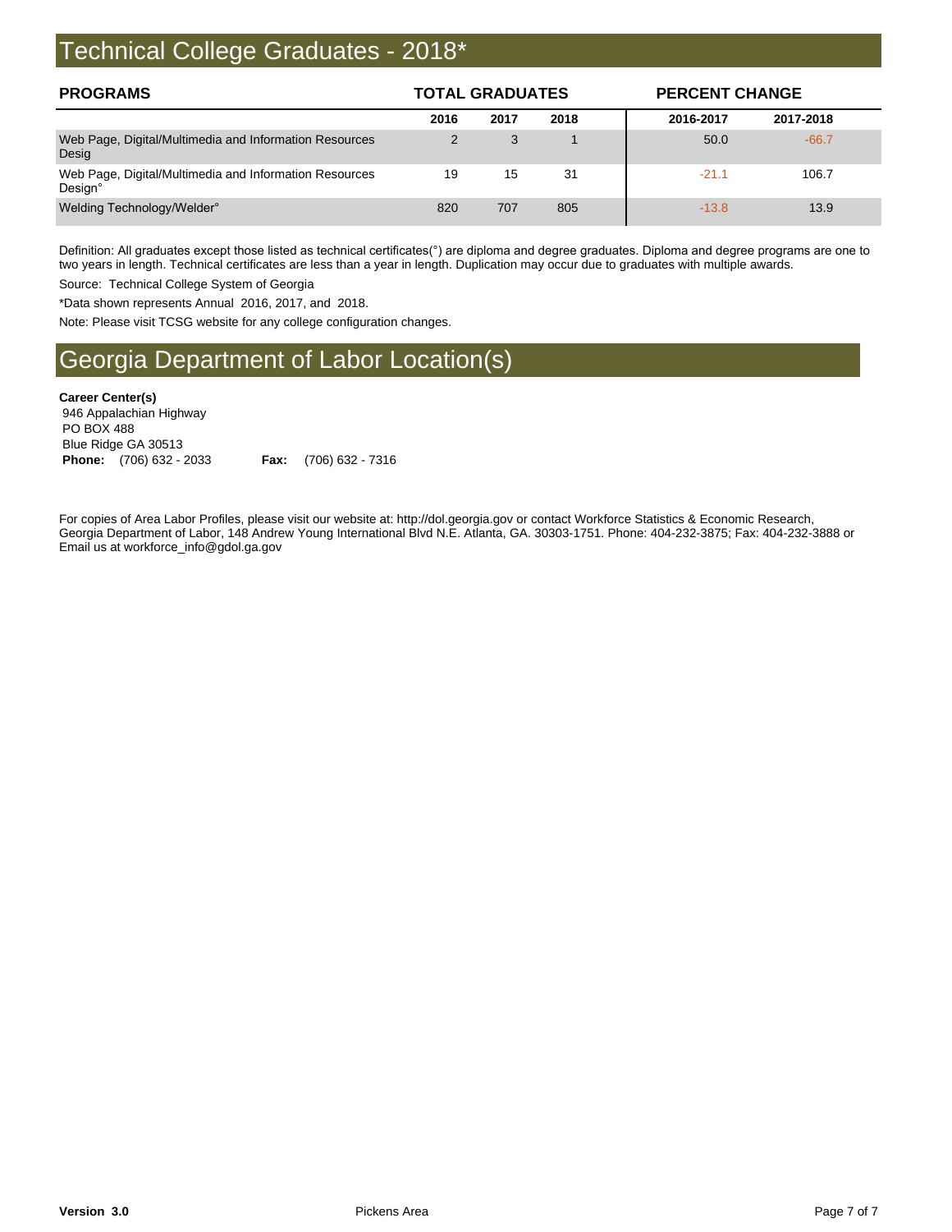# Technical College Graduates - 2018*

| PROGRAMS | TOTAL GRADUATES | | | PERCENT CHANGE | |
|---|---|---|---|---|---|
| | 2016 | 2017 | 2018 | 2016-2017 | 2017-2018 |
| Web Page, Digital/Multimedia and Information Resources Desig | 2 | 3 | 1 | 50.0 | -66.7 |
| Web Page, Digital/Multimedia and Information Resources Design° | 19 | 15 | 31 | -21.1 | 106.7 |
| Welding Technology/Welder° | 820 | 707 | 805 | -13.8 | 13.9 |

Definition: All graduates except those listed as technical certificates(°) are diploma and degree graduates. Diploma and degree programs are one to two years in length. Technical certificates are less than a year in length. Duplication may occur due to graduates with multiple awards.

Source: Technical College System of Georgia

*Data shown represents Annual 2016, 2017, and 2018.

Note: Please visit TCSG website for any college configuration changes.

# Georgia Department of Labor Location(s)

**Career Center(s)**
946 Appalachian Highway
PO BOX 488
Blue Ridge GA 30513
**Phone:** (706) 632 - 2033 **Fax:** (706) 632 - 7316

For copies of Area Labor Profiles, please visit our website at: http://dol.georgia.gov or contact Workforce Statistics & Economic Research, Georgia Department of Labor, 148 Andrew Young International Blvd N.E. Atlanta, GA. 30303-1751. Phone: 404-232-3875; Fax: 404-232-3888 or Email us at workforce_info@gdol.ga.gov